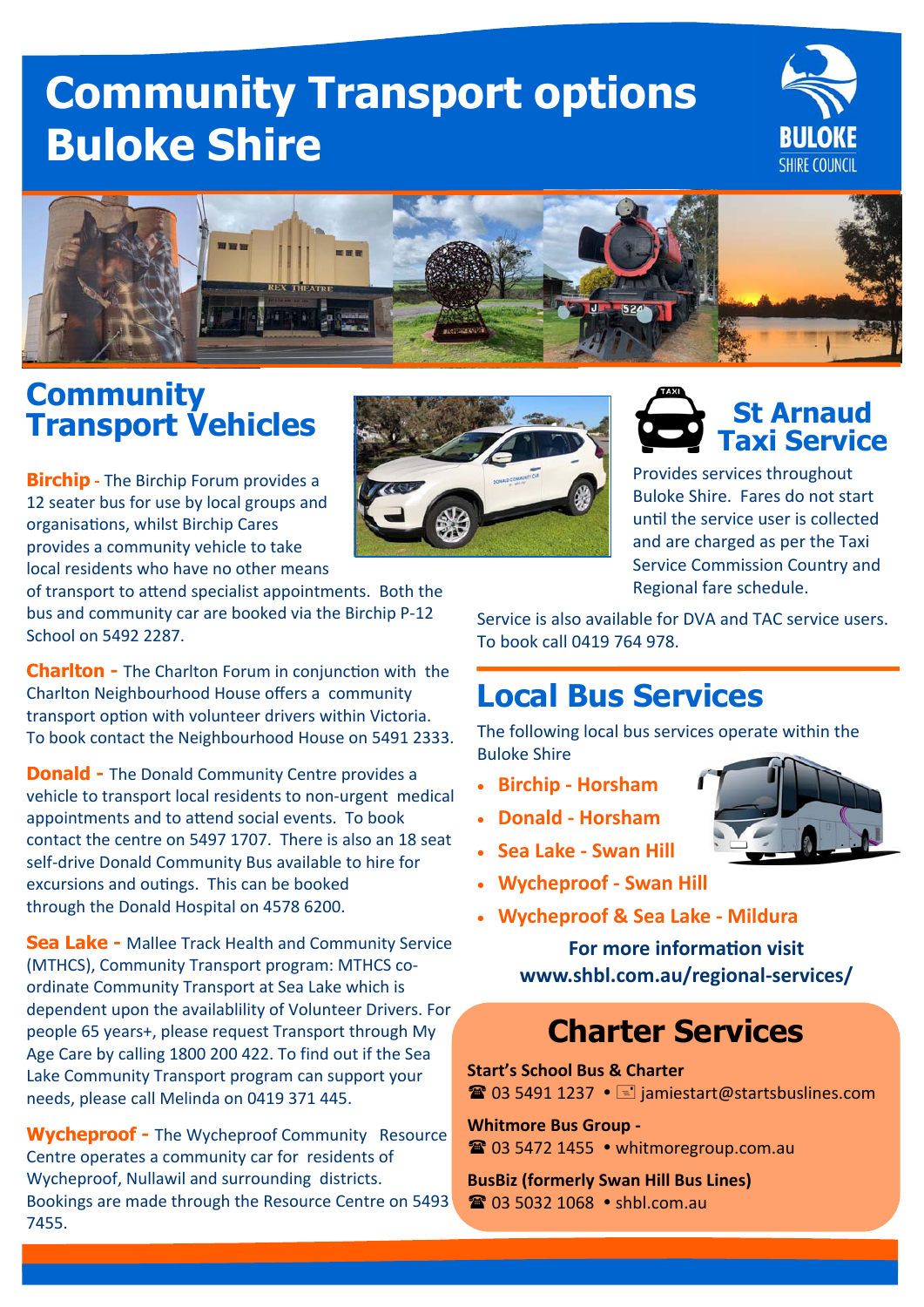# Community Transport options Buloke Shire

## Community Transport Vehicles

**Birchip** - The Birchip Forum provides a 12 seater bus for use by local groups and organisations, whilst Birchip Cares provides a community vehicle to take local residents who have no other means of transport to attend specialist appointments. Both the bus and community car are booked via the Birchip P-12 School on 5492 2287.

**Charlton -** The Charlton Forum in conjunction with the Charlton Neighbourhood House offers a community transport option with volunteer drivers within Victoria. To book contact the Neighbourhood House on 5491 2333.

**Donald -** The Donald Community Centre provides a vehicle to transport local residents to non-urgent medical appointments and to attend social events. To book contact the centre on 5497 1707. There is also an 18 seat self-drive Donald Community Bus available to hire for excursions and outings. This can be booked through the Donald Hospital on 4578 6200.

**Sea Lake -** Mallee Track Health and Community Service (MTHCS), Community Transport program: MTHCS co-ordinate Community Transport at Sea Lake which is dependent upon the availablility of Volunteer Drivers. For people 65 years+, please request Transport through My Age Care by calling 1800 200 422. To find out if the Sea Lake Community Transport program can support your needs, please call Melinda on 0419 371 445.

**Wycheproof -** The Wycheproof Community Resource Centre operates a community car for residents of Wycheproof, Nullawil and surrounding districts. Bookings are made through the Resource Centre on 5493 7455.

## St Arnaud Taxi Service

Provides services throughout Buloke Shire. Fares do not start until the service user is collected and are charged as per the Taxi Service Commission Country and Regional fare schedule.

Service is also available for DVA and TAC service users. To book call 0419 764 978.

## Local Bus Services

The following local bus services operate within the Buloke Shire

- **Birchip - Horsham**
- **Donald - Horsham**
- **Sea Lake - Swan Hill**
- **Wycheproof - Swan Hill**
- **Wycheproof & Sea Lake - Mildura**

**For more information visit www.shbl.com.au/regional-services/**

## Charter Services

**Start's School Bus & Charter**
☎ 03 5491 1237 • jamiestart@startsbuslines.com

**Whitmore Bus Group -**
☎ 03 5472 1455 • whitmoregroup.com.au

**BusBiz (formerly Swan Hill Bus Lines)**
☎ 03 5032 1068 • shbl.com.au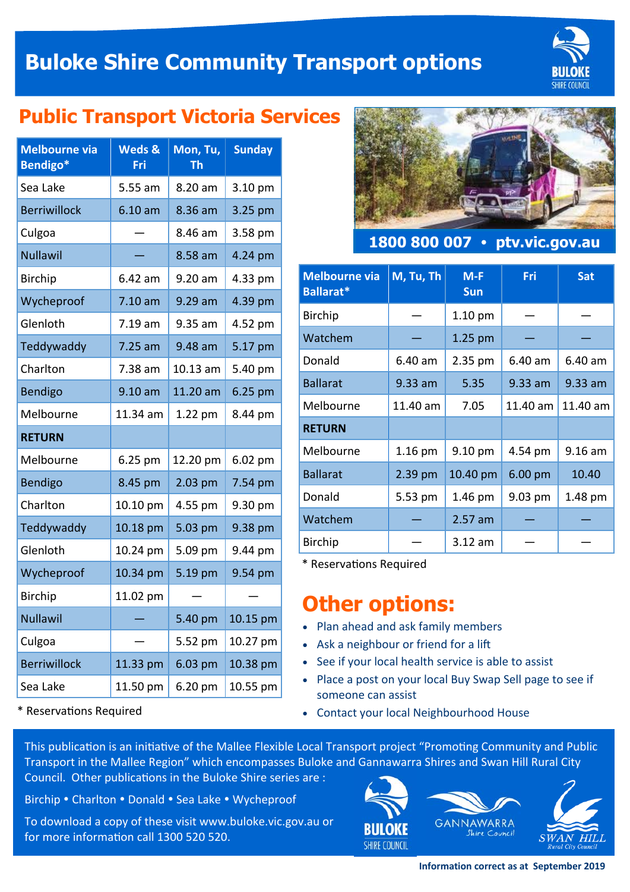# Buloke Shire Community Transport options

## Public Transport Victoria Services

| Melbourne via Bendigo* | Weds & Fri | Mon, Tu, Th | Sunday |
|---|---|---|---|
| Sea Lake | 5.55 am | 8.20 am | 3.10 pm |
| Berriwillock | 6.10 am | 8.36 am | 3.25 pm |
| Culgoa | — | 8.46 am | 3.58 pm |
| Nullawil | — | 8.58 am | 4.24 pm |
| Birchip | 6.42 am | 9.20 am | 4.33 pm |
| Wycheproof | 7.10 am | 9.29 am | 4.39 pm |
| Glenloth | 7.19 am | 9.35 am | 4.52 pm |
| Teddywaddy | 7.25 am | 9.48 am | 5.17 pm |
| Charlton | 7.38 am | 10.13 am | 5.40 pm |
| Bendigo | 9.10 am | 11.20 am | 6.25 pm |
| Melbourne | 11.34 am | 1.22 pm | 8.44 pm |
| **RETURN** | | | |
| Melbourne | 6.25 pm | 12.20 pm | 6.02 pm |
| Bendigo | 8.45 pm | 2.03 pm | 7.54 pm |
| Charlton | 10.10 pm | 4.55 pm | 9.30 pm |
| Teddywaddy | 10.18 pm | 5.03 pm | 9.38 pm |
| Glenloth | 10.24 pm | 5.09 pm | 9.44 pm |
| Wycheproof | 10.34 pm | 5.19 pm | 9.54 pm |
| Birchip | 11.02 pm | — | — |
| Nullawil | — | 5.40 pm | 10.15 pm |
| Culgoa | — | 5.52 pm | 10.27 pm |
| Berriwillock | 11.33 pm | 6.03 pm | 10.38 pm |
| Sea Lake | 11.50 pm | 6.20 pm | 10.55 pm |

\* Reservations Required

**1800 800 007 • ptv.vic.gov.au**

| Melbourne via Ballarat* | M, Tu, Th | M-F Sun | Fri | Sat |
|---|---|---|---|---|
| Birchip | — | 1.10 pm | — | — |
| Watchem | — | 1.25 pm | — | — |
| Donald | 6.40 am | 2.35 pm | 6.40 am | 6.40 am |
| Ballarat | 9.33 am | 5.35 | 9.33 am | 9.33 am |
| Melbourne | 11.40 am | 7.05 | 11.40 am | 11.40 am |
| **RETURN** | | | | |
| Melbourne | 1.16 pm | 9.10 pm | 4.54 pm | 9.16 am |
| Ballarat | 2.39 pm | 10.40 pm | 6.00 pm | 10.40 |
| Donald | 5.53 pm | 1.46 pm | 9.03 pm | 1.48 pm |
| Watchem | — | 2.57 am | — | — |
| Birchip | — | 3.12 am | — | — |

\* Reservations Required

## Other options:

- Plan ahead and ask family members
- Ask a neighbour or friend for a lift
- See if your local health service is able to assist
- Place a post on your local Buy Swap Sell page to see if someone can assist
- Contact your local Neighbourhood House

This publication is an initiative of the Mallee Flexible Local Transport project "Promoting Community and Public Transport in the Mallee Region" which encompasses Buloke and Gannawarra Shires and Swan Hill Rural City Council. Other publications in the Buloke Shire series are :

Birchip • Charlton • Donald • Sea Lake • Wycheproof

To download a copy of these visit www.buloke.vic.gov.au or for more information call 1300 520 520.

**Information correct as at September 2019**